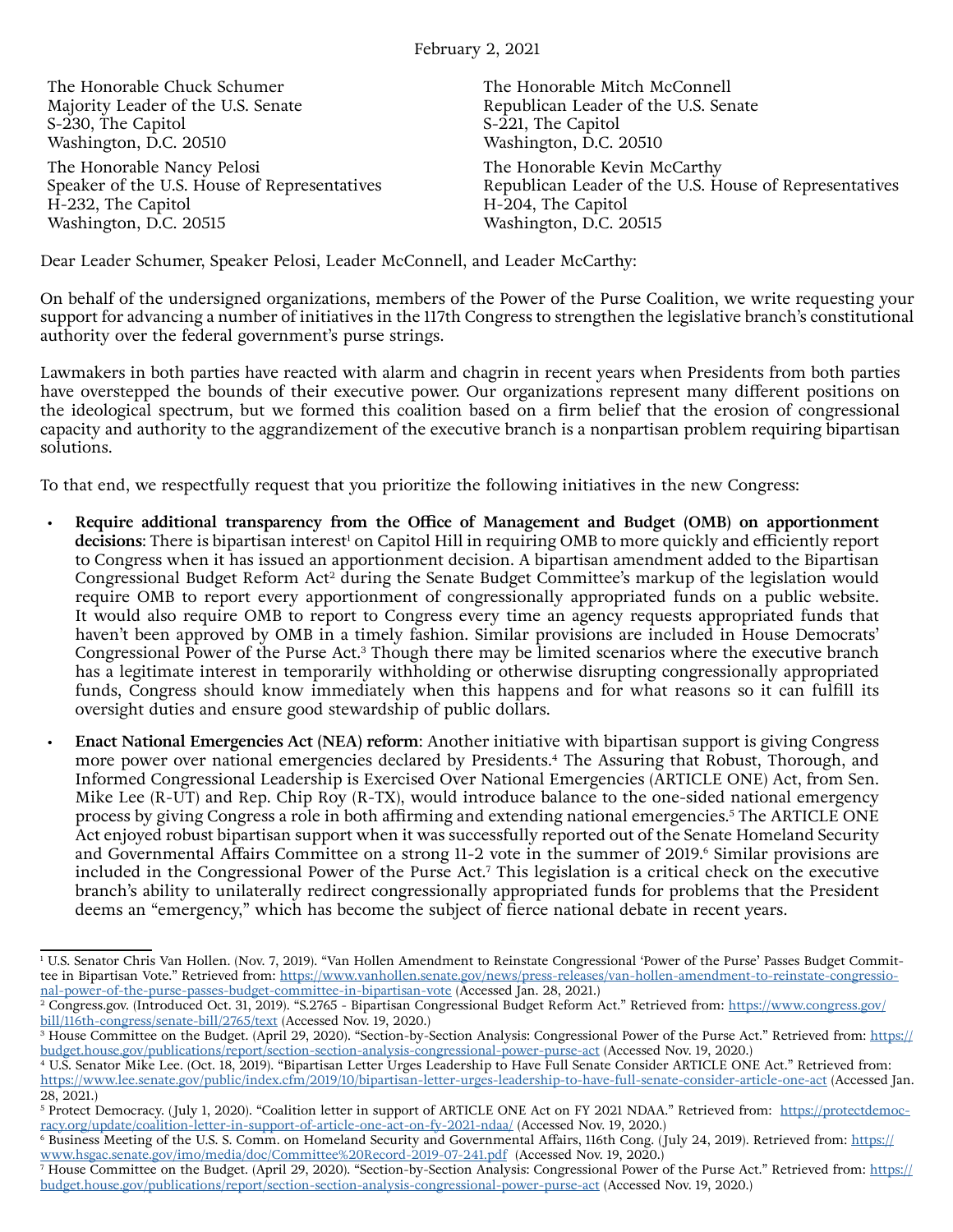February 2, 2021

The Honorable Chuck Schumer
Majority Leader of the U.S. Senate
S-230, The Capitol
Washington, D.C. 20510

The Honorable Mitch McConnell
Republican Leader of the U.S. Senate
S-221, The Capitol
Washington, D.C. 20510

The Honorable Nancy Pelosi
Speaker of the U.S. House of Representatives
H-232, The Capitol
Washington, D.C. 20515

The Honorable Kevin McCarthy
Republican Leader of the U.S. House of Representatives
H-204, The Capitol
Washington, D.C. 20515

Dear Leader Schumer, Speaker Pelosi, Leader McConnell, and Leader McCarthy:

On behalf of the undersigned organizations, members of the Power of the Purse Coalition, we write requesting your support for advancing a number of initiatives in the 117th Congress to strengthen the legislative branch's constitutional authority over the federal government's purse strings.

Lawmakers in both parties have reacted with alarm and chagrin in recent years when Presidents from both parties have overstepped the bounds of their executive power. Our organizations represent many different positions on the ideological spectrum, but we formed this coalition based on a firm belief that the erosion of congressional capacity and authority to the aggrandizement of the executive branch is a nonpartisan problem requiring bipartisan solutions.

To that end, we respectfully request that you prioritize the following initiatives in the new Congress:

- **Require additional transparency from the Office of Management and Budget (OMB) on apportionment decisions**: There is bipartisan interest[1] on Capitol Hill in requiring OMB to more quickly and efficiently report to Congress when it has issued an apportionment decision. A bipartisan amendment added to the Bipartisan Congressional Budget Reform Act[2] during the Senate Budget Committee's markup of the legislation would require OMB to report every apportionment of congressionally appropriated funds on a public website. It would also require OMB to report to Congress every time an agency requests appropriated funds that haven't been approved by OMB in a timely fashion. Similar provisions are included in House Democrats' Congressional Power of the Purse Act.[3] Though there may be limited scenarios where the executive branch has a legitimate interest in temporarily withholding or otherwise disrupting congressionally appropriated funds, Congress should know immediately when this happens and for what reasons so it can fulfill its oversight duties and ensure good stewardship of public dollars.
- **Enact National Emergencies Act (NEA) reform**: Another initiative with bipartisan support is giving Congress more power over national emergencies declared by Presidents.[4] The Assuring that Robust, Thorough, and Informed Congressional Leadership is Exercised Over National Emergencies (ARTICLE ONE) Act, from Sen. Mike Lee (R-UT) and Rep. Chip Roy (R-TX), would introduce balance to the one-sided national emergency process by giving Congress a role in both affirming and extending national emergencies.[5] The ARTICLE ONE Act enjoyed robust bipartisan support when it was successfully reported out of the Senate Homeland Security and Governmental Affairs Committee on a strong 11-2 vote in the summer of 2019.[6] Similar provisions are included in the Congressional Power of the Purse Act.[7] This legislation is a critical check on the executive branch's ability to unilaterally redirect congressionally appropriated funds for problems that the President deems an "emergency," which has become the subject of fierce national debate in recent years.

---

[1] U.S. Senator Chris Van Hollen. (Nov. 7, 2019). "Van Hollen Amendment to Reinstate Congressional 'Power of the Purse' Passes Budget Committee in Bipartisan Vote." Retrieved from: https://www.vanhollen.senate.gov/news/press-releases/van-hollen-amendment-to-reinstate-congressional-power-of-the-purse-passes-budget-committee-in-bipartisan-vote (Accessed Jan. 28, 2021.)

[2] Congress.gov. (Introduced Oct. 31, 2019). "S.2765 - Bipartisan Congressional Budget Reform Act." Retrieved from: https://www.congress.gov/bill/116th-congress/senate-bill/2765/text (Accessed Nov. 19, 2020.)

[3] House Committee on the Budget. (April 29, 2020). "Section-by-Section Analysis: Congressional Power of the Purse Act." Retrieved from: https://budget.house.gov/publications/report/section-section-analysis-congressional-power-purse-act (Accessed Nov. 19, 2020.)

[4] U.S. Senator Mike Lee. (Oct. 18, 2019). "Bipartisan Letter Urges Leadership to Have Full Senate Consider ARTICLE ONE Act." Retrieved from: https://www.lee.senate.gov/public/index.cfm/2019/10/bipartisan-letter-urges-leadership-to-have-full-senate-consider-article-one-act (Accessed Jan. 28, 2021.)

[5] Protect Democracy. (July 1, 2020). "Coalition letter in support of ARTICLE ONE Act on FY 2021 NDAA." Retrieved from: https://protectdemocracy.org/update/coalition-letter-in-support-of-article-one-act-on-fy-2021-ndaa/ (Accessed Nov. 19, 2020.)

[6] Business Meeting of the U.S. S. Comm. on Homeland Security and Governmental Affairs, 116th Cong. (July 24, 2019). Retrieved from: https://www.hsgac.senate.gov/imo/media/doc/Committee%20Record-2019-07-241.pdf (Accessed Nov. 19, 2020.)

[7] House Committee on the Budget. (April 29, 2020). "Section-by-Section Analysis: Congressional Power of the Purse Act." Retrieved from: https://budget.house.gov/publications/report/section-section-analysis-congressional-power-purse-act (Accessed Nov. 19, 2020.)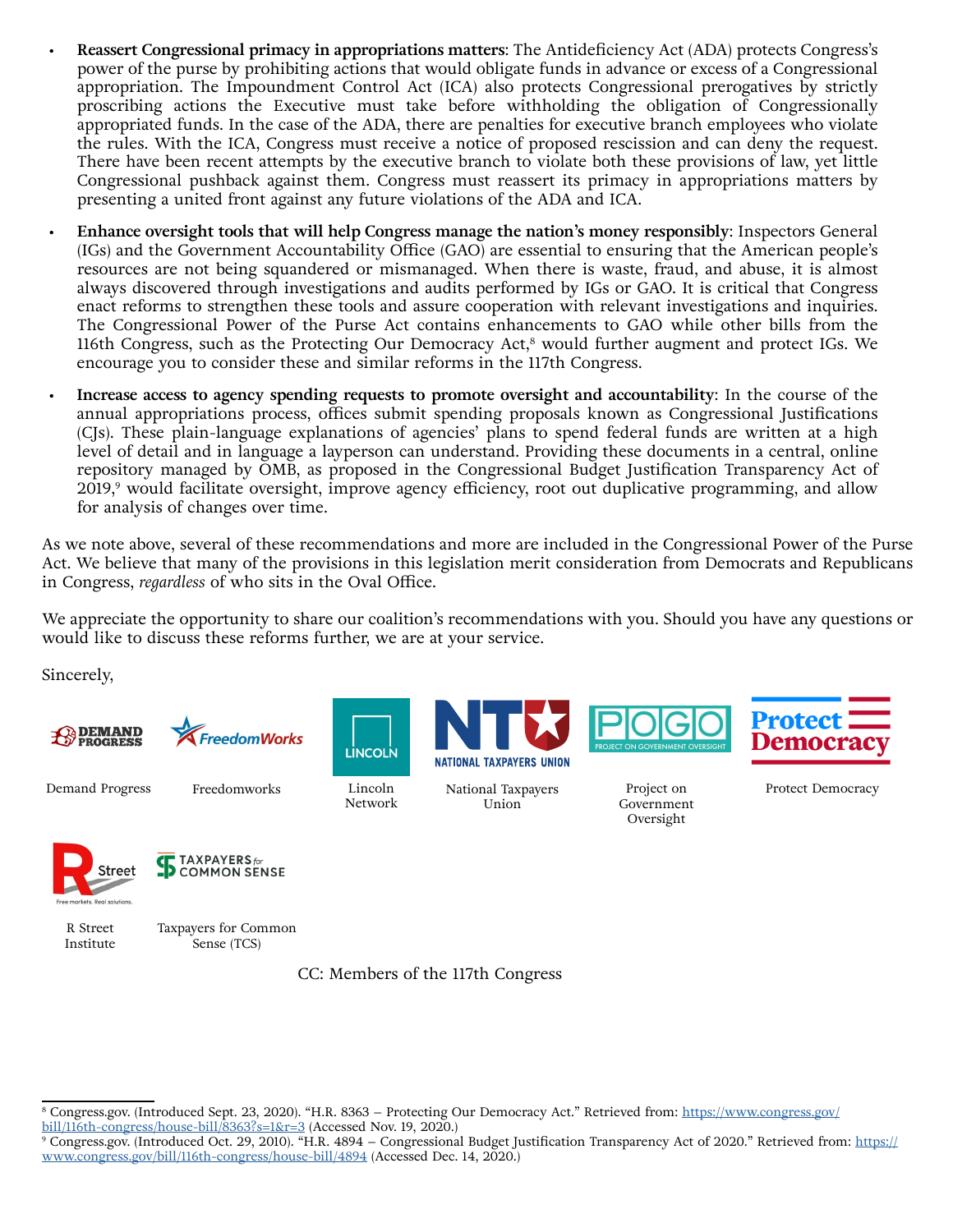- **Reassert Congressional primacy in appropriations matters**: The Antideficiency Act (ADA) protects Congress's power of the purse by prohibiting actions that would obligate funds in advance or excess of a Congressional appropriation. The Impoundment Control Act (ICA) also protects Congressional prerogatives by strictly proscribing actions the Executive must take before withholding the obligation of Congressionally appropriated funds. In the case of the ADA, there are penalties for executive branch employees who violate the rules. With the ICA, Congress must receive a notice of proposed rescission and can deny the request. There have been recent attempts by the executive branch to violate both these provisions of law, yet little Congressional pushback against them. Congress must reassert its primacy in appropriations matters by presenting a united front against any future violations of the ADA and ICA.

- **Enhance oversight tools that will help Congress manage the nation's money responsibly**: Inspectors General (IGs) and the Government Accountability Office (GAO) are essential to ensuring that the American people's resources are not being squandered or mismanaged. When there is waste, fraud, and abuse, it is almost always discovered through investigations and audits performed by IGs or GAO. It is critical that Congress enact reforms to strengthen these tools and assure cooperation with relevant investigations and inquiries. The Congressional Power of the Purse Act contains enhancements to GAO while other bills from the 116th Congress, such as the Protecting Our Democracy Act,[8] would further augment and protect IGs. We encourage you to consider these and similar reforms in the 117th Congress.

- **Increase access to agency spending requests to promote oversight and accountability**: In the course of the annual appropriations process, offices submit spending proposals known as Congressional Justifications (CJs). These plain-language explanations of agencies' plans to spend federal funds are written at a high level of detail and in language a layperson can understand. Providing these documents in a central, online repository managed by OMB, as proposed in the Congressional Budget Justification Transparency Act of 2019,[9] would facilitate oversight, improve agency efficiency, root out duplicative programming, and allow for analysis of changes over time.

As we note above, several of these recommendations and more are included in the Congressional Power of the Purse Act. We believe that many of the provisions in this legislation merit consideration from Democrats and Republicans in Congress, *regardless* of who sits in the Oval Office.

We appreciate the opportunity to share our coalition's recommendations with you. Should you have any questions or would like to discuss these reforms further, we are at your service.

Sincerely,

Demand Progress

Freedomworks

Lincoln Network

National Taxpayers Union

Project on Government Oversight

Protect Democracy

R Street Institute

Taxpayers for Common Sense (TCS)

CC: Members of the 117th Congress

---

[8] Congress.gov. (Introduced Sept. 23, 2020). "H.R. 8363 – Protecting Our Democracy Act." Retrieved from: https://www.congress.gov/bill/116th-congress/house-bill/8363?s=1&r=3 (Accessed Nov. 19, 2020.)

[9] Congress.gov. (Introduced Oct. 29, 2010). "H.R. 4894 – Congressional Budget Justification Transparency Act of 2020." Retrieved from: https://www.congress.gov/bill/116th-congress/house-bill/4894 (Accessed Dec. 14, 2020.)